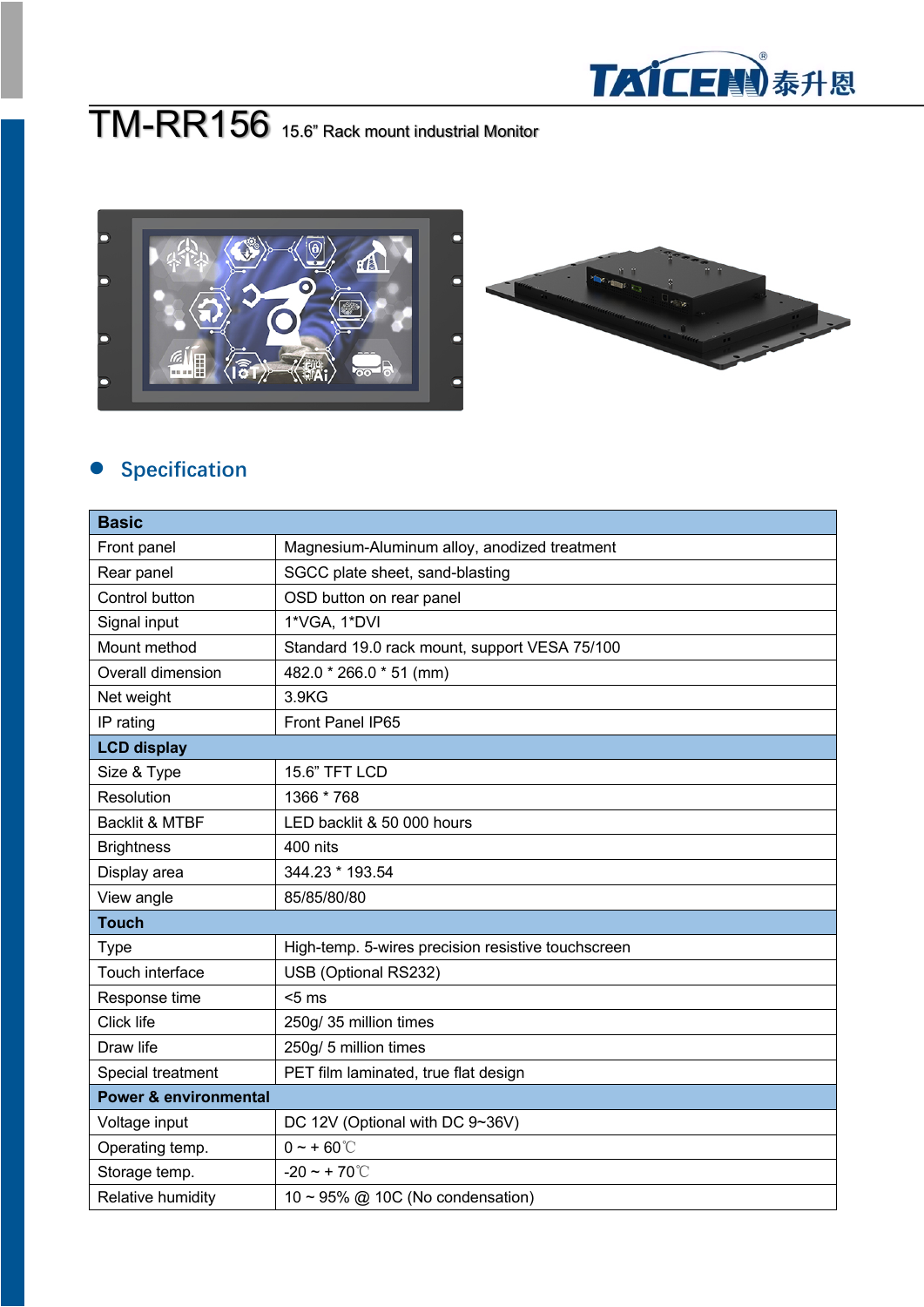# TM-RR156 15.6" Rack mount industrial Monitor

## Specification

| Basic | |
|---|---|
| Front panel | Magnesium-Aluminum alloy, anodized treatment |
| Rear panel | SGCC plate sheet, sand-blasting |
| Control button | OSD button on rear panel |
| Signal input | 1*VGA, 1*DVI |
| Mount method | Standard 19.0 rack mount, support VESA 75/100 |
| Overall dimension | 482.0 * 266.0 * 51 (mm) |
| Net weight | 3.9KG |
| IP rating | Front Panel IP65 |
| **LCD display** | |
| Size & Type | 15.6" TFT LCD |
| Resolution | 1366 * 768 |
| Backlit & MTBF | LED backlit & 50 000 hours |
| Brightness | 400 nits |
| Display area | 344.23 * 193.54 |
| View angle | 85/85/80/80 |
| **Touch** | |
| Type | High-temp. 5-wires precision resistive touchscreen |
| Touch interface | USB (Optional RS232) |
| Response time | <5 ms |
| Click life | 250g/ 35 million times |
| Draw life | 250g/ 5 million times |
| Special treatment | PET film laminated, true flat design |
| **Power & environmental** | |
| Voltage input | DC 12V (Optional with DC 9~36V) |
| Operating temp. | 0 ~ + 60℃ |
| Storage temp. | -20 ~ + 70℃ |
| Relative humidity | 10 ~ 95% @ 10C (No condensation) |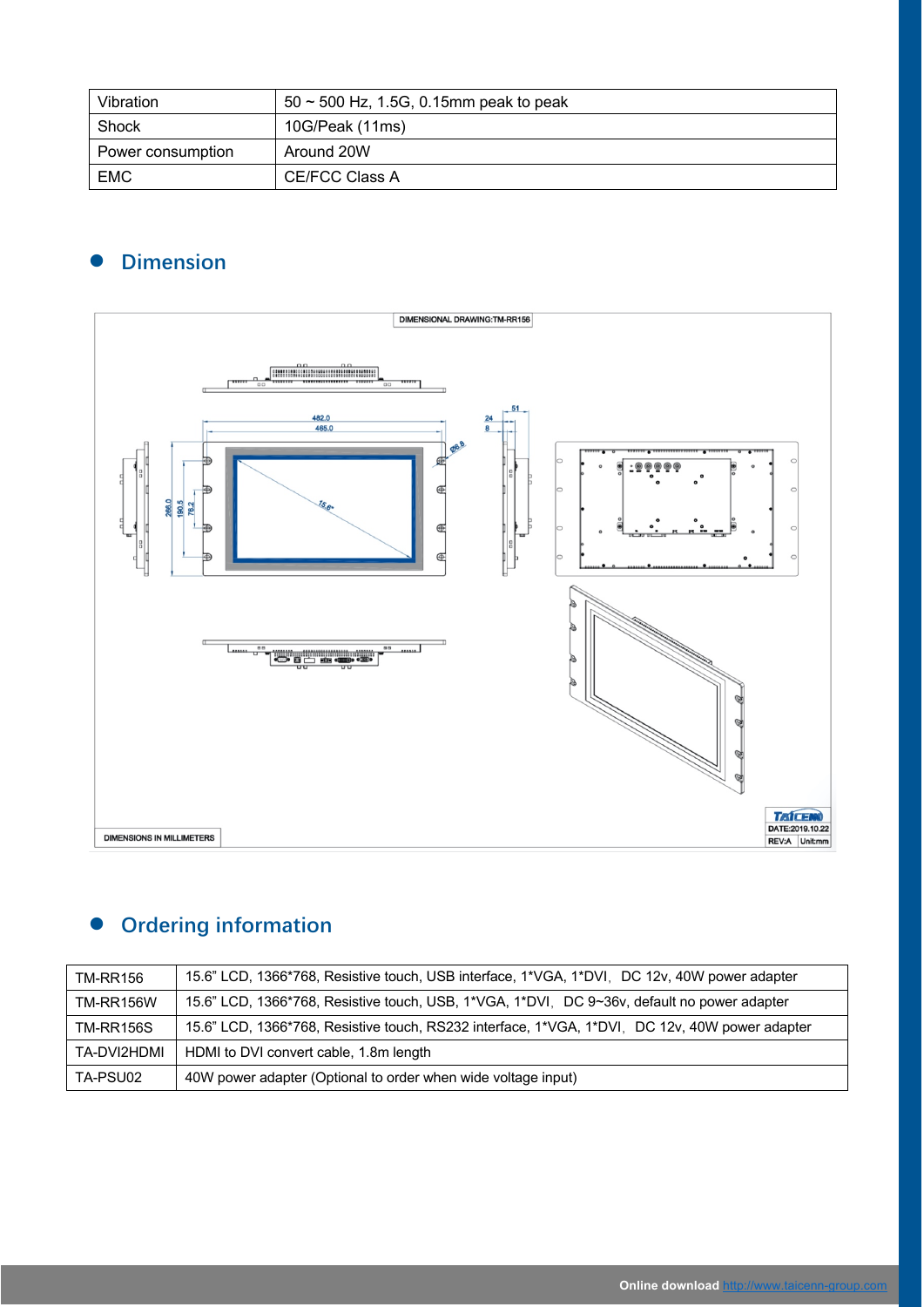| | |
|---|---|
| Vibration | 50 ~ 500 Hz, 1.5G, 0.15mm peak to peak |
| Shock | 10G/Peak (11ms) |
| Power consumption | Around 20W |
| EMC | CE/FCC Class A |

## Dimension

DIMENSIONAL DRAWING:TM-RR156

482.0
465.0
24
51
8
266.0
190.5
76.2
15.6"
Ø6.8

DIMENSIONS IN MILLIMETERS

TAICENN
DATE:2019.10.22
REV:A Unit:mm

## Ordering information

| | |
|---|---|
| TM-RR156 | 15.6” LCD, 1366*768, Resistive touch, USB interface, 1*VGA, 1*DVI，DC 12v, 40W power adapter |
| TM-RR156W | 15.6” LCD, 1366*768, Resistive touch, USB, 1*VGA, 1*DVI，DC 9~36v, default no power adapter |
| TM-RR156S | 15.6” LCD, 1366*768, Resistive touch, RS232 interface, 1*VGA, 1*DVI，DC 12v, 40W power adapter |
| TA-DVI2HDMI | HDMI to DVI convert cable, 1.8m length |
| TA-PSU02 | 40W power adapter (Optional to order when wide voltage input) |

**Online download** http://www.taicenn-group.com